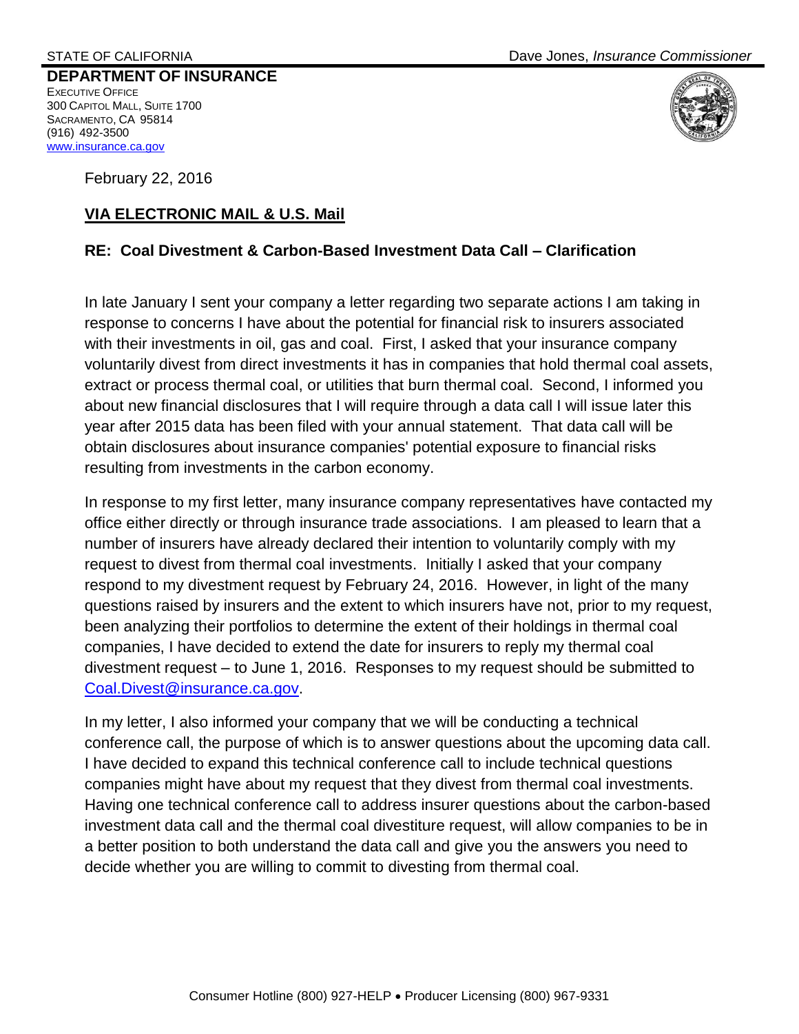STATE OF CALIFORNIA Dave Jones, *Insurance Commissioner*

**DEPARTMENT OF INSURANCE**
EXECUTIVE OFFICE
300 CAPITOL MALL, SUITE 1700
SACRAMENTO, CA 95814
(916) 492-3500
www.insurance.ca.gov

February 22, 2016

**VIA ELECTRONIC MAIL & U.S. Mail**

**RE: Coal Divestment & Carbon-Based Investment Data Call – Clarification**

In late January I sent your company a letter regarding two separate actions I am taking in response to concerns I have about the potential for financial risk to insurers associated with their investments in oil, gas and coal. First, I asked that your insurance company voluntarily divest from direct investments it has in companies that hold thermal coal assets, extract or process thermal coal, or utilities that burn thermal coal. Second, I informed you about new financial disclosures that I will require through a data call I will issue later this year after 2015 data has been filed with your annual statement. That data call will be obtain disclosures about insurance companies' potential exposure to financial risks resulting from investments in the carbon economy.

In response to my first letter, many insurance company representatives have contacted my office either directly or through insurance trade associations. I am pleased to learn that a number of insurers have already declared their intention to voluntarily comply with my request to divest from thermal coal investments. Initially I asked that your company respond to my divestment request by February 24, 2016. However, in light of the many questions raised by insurers and the extent to which insurers have not, prior to my request, been analyzing their portfolios to determine the extent of their holdings in thermal coal companies, I have decided to extend the date for insurers to reply my thermal coal divestment request – to June 1, 2016. Responses to my request should be submitted to Coal.Divest@insurance.ca.gov.

In my letter, I also informed your company that we will be conducting a technical conference call, the purpose of which is to answer questions about the upcoming data call. I have decided to expand this technical conference call to include technical questions companies might have about my request that they divest from thermal coal investments. Having one technical conference call to address insurer questions about the carbon-based investment data call and the thermal coal divestiture request, will allow companies to be in a better position to both understand the data call and give you the answers you need to decide whether you are willing to commit to divesting from thermal coal.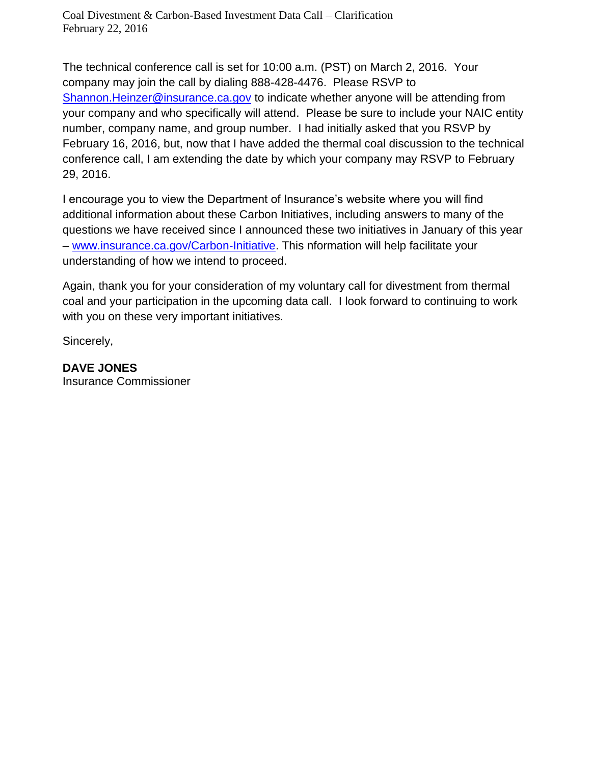The technical conference call is set for 10:00 a.m. (PST) on March 2, 2016. Your company may join the call by dialing 888-428-4476. Please RSVP to Shannon.Heinzer@insurance.ca.gov to indicate whether anyone will be attending from your company and who specifically will attend. Please be sure to include your NAIC entity number, company name, and group number. I had initially asked that you RSVP by February 16, 2016, but, now that I have added the thermal coal discussion to the technical conference call, I am extending the date by which your company may RSVP to February 29, 2016.

I encourage you to view the Department of Insurance's website where you will find additional information about these Carbon Initiatives, including answers to many of the questions we have received since I announced these two initiatives in January of this year – www.insurance.ca.gov/Carbon-Initiative. This nformation will help facilitate your understanding of how we intend to proceed.

Again, thank you for your consideration of my voluntary call for divestment from thermal coal and your participation in the upcoming data call. I look forward to continuing to work with you on these very important initiatives.

Sincerely,

**DAVE JONES**
Insurance Commissioner